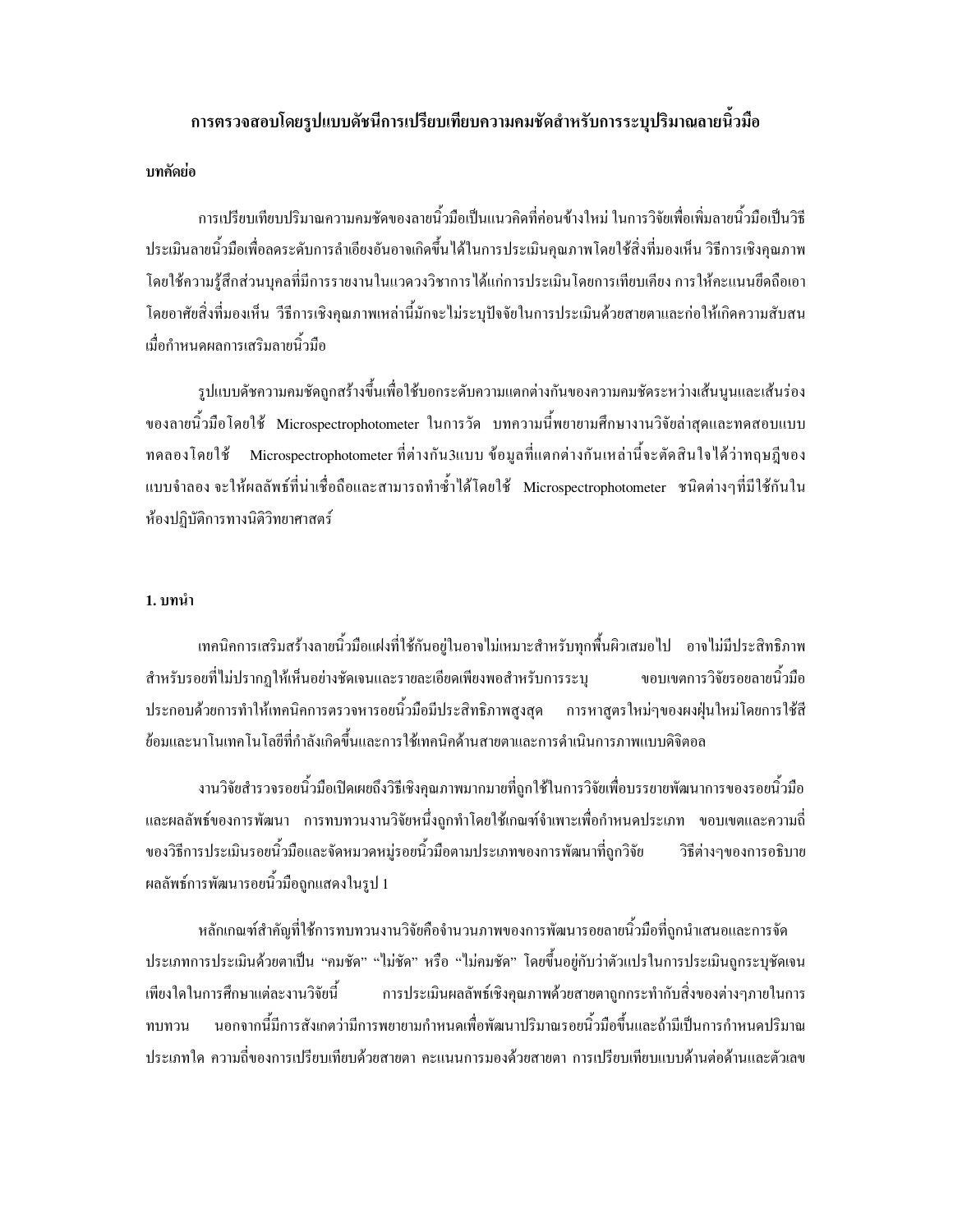## การตรวจสอบโดยรูปแบบดัชนีการเปรียบเทียบความคมชัดสำหรับการระบุปริมาณลายนิ้วมือ

### บทคัดย่อ

การเปรียบเทียบปริมาณความคมชัดของลายนิ้วมือเป็นแนวคิดที่ค่อนข้างใหม่ ในการวิจัยเพื่อเพิ่มลายนิ้วมือเป็นวิธีประเมินลายนิ้วมือเพื่อลดระดับการลำเอียงอันอาจเกิดขึ้นได้ในการประเมินคุณภาพโดยใช้สิ่งที่มองเห็น วิธีการเชิงคุณภาพโดยใช้ความรู้สึกส่วนบุคคลที่มีการรายงานในแวดวงวิชาการได้แก่การประเมินโดยการเทียบเคียง การให้คะแนนยึดถือเอาโดยอาศัยสิ่งที่มองเห็น วิธีการเชิงคุณภาพเหล่านี้มักจะไม่ระบุปัจจัยในการประเมินด้วยสายตาและก่อให้เกิดความสับสนเมื่อกำหนดผลการเสริมลายนิ้วมือ

รูปแบบดัชความคมชัดถูกสร้างขึ้นเพื่อใช้บอกระดับความแตกต่างกันของความคมชัดระหว่างเส้นนูนและเส้นร่องของลายนิ้วมือโดยใช้ Microspectrophotometer ในการวัด บทความนี้พยายามศึกษางานวิจัยล่าสุดและทดสอบแบบทดลองโดยใช้ Microspectrophotometer ที่ต่างกัน3แบบ ข้อมูลที่แตกต่างกันเหล่านี้จะตัดสินใจได้ว่าทฤษฎีของแบบจำลอง จะให้ผลลัพธ์ที่น่าเชื่อถือและสามารถทำซ้ำได้โดยใช้ Microspectrophotometer ชนิดต่างๆที่มีใช้กันในห้องปฏิบัติการทางนิติวิทยาศาสตร์

### 1. บทนำ

เทคนิคการเสริมสร้างลายนิ้วมือแฝงที่ใช้กันอยู่ในอาจไม่เหมาะสำหรับทุกพื้นผิวเสมอไป อาจไม่มีประสิทธิภาพสำหรับรอยที่ไม่ปรากฏให้เห็นอย่างชัดเจนและรายละเอียดเพียงพอสำหรับการระบุ ขอบเขตการวิจัยรอยลายนิ้วมือประกอบด้วยการทำให้เทคนิคการตรวจหารอยนิ้วมือมีประสิทธิภาพสูงสุด การหาสูตรใหม่ๆของผงฝุ่นใหม่โดยการใช้สีย้อมและนาโนเทคโนโลยีที่กำลังเกิดขึ้นและการใช้เทคนิคด้านสายตาและการดำเนินการภาพแบบดิจิตอล

งานวิจัยสำรวจรอยนิ้วมือเปิดเผยถึงวิธีเชิงคุณภาพมากมายที่ถูกใช้ในการวิจัยเพื่อบรรยายพัฒนาการของรอยนิ้วมือและผลลัพธ์ของการพัฒนา การทบทวนงานวิจัยหนึ่งถูกทำโดยใช้เกณฑ์จำเพาะเพื่อกำหนดประเภท ขอบเขตและความถี่ของวิธีการประเมินรอยนิ้วมือและจัดหมวดหมู่รอยนิ้วมือตามประเภทของการพัฒนาที่ถูกวิจัย วิธีต่างๆของการอธิบายผลลัพธ์การพัฒนารอยนิ้วมือถูกแสดงในรูป 1

หลักเกณฑ์สำคัญที่ใช้การทบทวนงานวิจัยคือจำนวนภาพของการพัฒนารอยลายนิ้วมือที่ถูกนำเสนอและการจัดประเภทการประเมินด้วยตาเป็น “คมชัด” “ไม่ชัด” หรือ “ไม่คมชัด” โดยขึ้นอยู่กับว่าตัวแปรในการประเมินถูกระบุชัดเจนเพียงใดในการศึกษาแต่ละงานวิจัยนี้ การประเมินผลลัพธ์เชิงคุณภาพด้วยสายตาถูกกระทำกับสิ่งของต่างๆภายในการทบทวน นอกจากนี้มีการสังเกตว่ามีการพยายามกำหนดเพื่อพัฒนาปริมาณรอยนิ้วมือขึ้นและถ้ามีเป็นการกำหนดปริมาณประเภทใด ความถี่ของการเปรียบเทียบด้วยสายตา คะแนนการมองด้วยสายตา การเปรียบเทียบแบบด้านต่อด้านและตัวเลข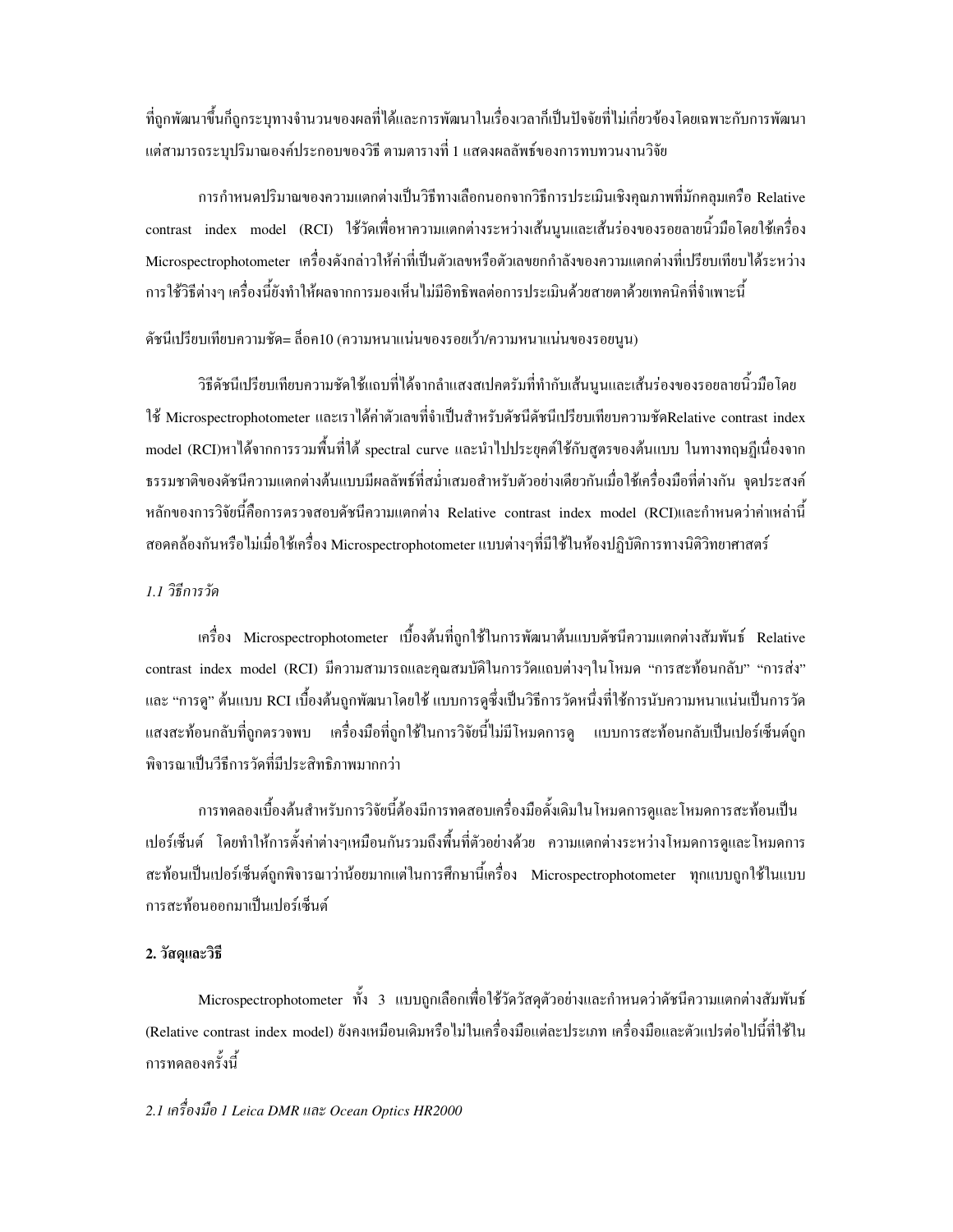ที่ถูกพัฒนาขึ้นก็ถูกระบุทางจำนวนของผลที่ได้และการพัฒนาในเรื่องเวลาก็เป็นปัจจัยที่ไม่เกี่ยวข้องโดยเฉพาะกับการพัฒนา แต่สามารถระบุปริมาณองค์ประกอบของวิธี ตามตารางที่ 1 แสดงผลลัพธ์ของการทบทวนงานวิจัย

การกำหนดปริมาณของความแตกต่างเป็นวิธีทางเลือกนอกจากวิธีการประเมินเชิงคุณภาพที่มักคลุมเครือ Relative contrast index model (RCI) ใช้วัดเพื่อหาความแตกต่างระหว่างเส้นนูนและเส้นร่องของรอยลายนิ้วมือโดยใช้เครื่อง Microspectrophotometer เครื่องดังกล่าวให้ค่าที่เป็นตัวเลขหรือตัวเลขยกกำลังของความแตกต่างที่เปรียบเทียบได้ระหว่างการใช้วิธีต่างๆ เครื่องนี้ยังทำให้ผลจากการมองเห็นไม่มีอิทธิพลต่อการประเมินด้วยสายตาด้วยเทคนิคที่จำเพาะนี้

ดัชนีเปรียบเทียบความชัด= ล็อค10 (ความหนาแน่นของรอยเว้า/ความหนาแน่นของรอยนูน)

วิธีดัชนีเปรียบเทียบความชัดใช้แถบที่ได้จากลำแสงสเปคตรัมที่ทำกับเส้นนูนและเส้นร่องของรอยลายนิ้วมือโดยใช้ Microspectrophotometer และเราได้ค่าตัวเลขที่จำเป็นสำหรับดัชนีดัชนีเปรียบเทียบความชัดRelative contrast index model (RCI)หาได้จากการรวมพื้นที่ใต้ spectral curve และนำไปประยุคต์ใช้กับสูตรของต้นแบบ ในทางทฤษฎีเนื่องจากธรรมชาติของดัชนีความแตกต่างต้นแบบมีผลลัพธ์ที่สม่ำเสมอสำหรับตัวอย่างเดียวกันเมื่อใช้เครื่องมือที่ต่างกัน จุดประสงค์หลักของการวิจัยนี้คือการตรวจสอบดัชนีความแตกต่าง Relative contrast index model (RCI)และกำหนดว่าค่าเหล่านี้สอดคล้องกันหรือไม่เมื่อใช้เครื่อง Microspectrophotometer แบบต่างๆที่มีใช้ในห้องปฏิบัติการทางนิติวิทยาศาสตร์

*1.1 วิธีการวัด*

เครื่อง Microspectrophotometer เบื้องต้นที่ถูกใช้ในการพัฒนาต้นแบบดัชนีความแตกต่างสัมพันธ์ Relative contrast index model (RCI) มีความสามารถและคุณสมบัติในการวัดแถบต่างๆในโหมด "การสะท้อนกลับ" "การส่ง" และ "การดู" ต้นแบบ RCI เบื้องต้นถูกพัฒนาโดยใช้ แบบการดูซึ่งเป็นวิธีการวัดหนึ่งที่ใช้การนับความหนาแน่นเป็นการวัดแสงสะท้อนกลับที่ถูกตรวจพบ เครื่องมือที่ถูกใช้ในการวิจัยนี้ไม่มีโหมดการดู แบบการสะท้อนกลับเป็นเปอร์เซ็นต์ถูกพิจารณาเป็นวีธีการวัดที่มีประสิทธิภาพมากกว่า

การทดลองเบื้องต้นสำหรับการวิจัยนี้ต้องมีการทดสอบเครื่องมือดั้งเดิมในโหมดการดูและโหมดการสะท้อนเป็นเปอร์เซ็นต์ โดยทำให้การตั้งค่าต่างๆเหมือนกันรวมถึงพื้นที่ตัวอย่างด้วย ความแตกต่างระหว่างโหมดการดูและโหมดการสะท้อนเป็นเปอร์เซ็นต์ถูกพิจารณาว่าน้อยมากแต่ในการศึกษานี้เครื่อง Microspectrophotometer ทุกแบบถูกใช้ในแบบการสะท้อนออกมาเป็นเปอร์เซ็นต์

## 2. วัสดุและวิธี

Microspectrophotometer ทั้ง 3 แบบถูกเลือกเพื่อใช้วัดวัสดุตัวอย่างและกำหนดว่าดัชนีความแตกต่างสัมพันธ์ (Relative contrast index model) ยังคงเหมือนเดิมหรือไม่ในเครื่องมือแต่ละประเภท เครื่องมือและตัวแปรต่อไปนี้ที่ใช้ในการทดลองครั้งนี้

*2.1 เครื่องมือ 1 Leica DMR และ Ocean Optics HR2000*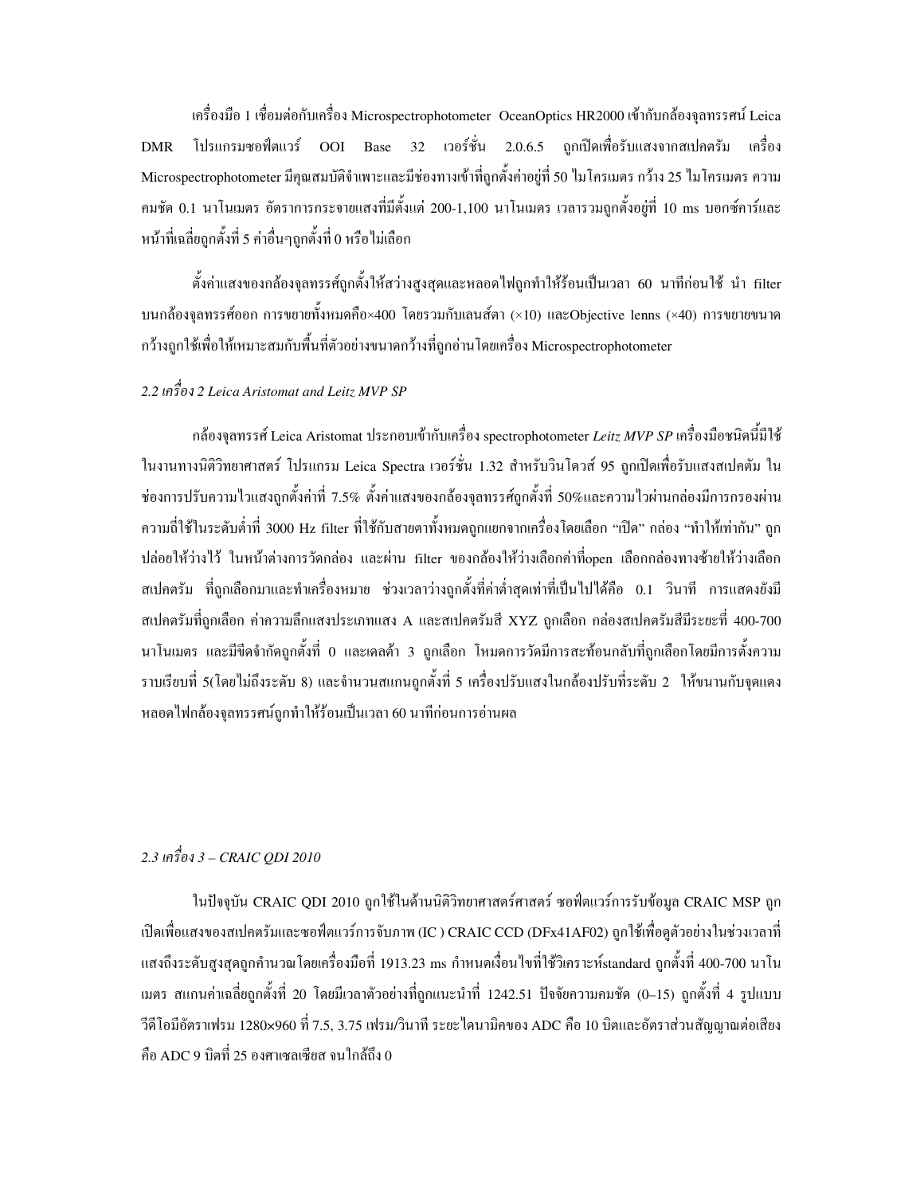เครื่องมือ 1 เชื่อมต่อกับเครื่อง Microspectrophotometer OceanOptics HR2000 เข้ากับกล้องจุลทรรศน์ Leica DMR โปรแกรมซอฟต์แวร์ OOI Base 32 เวอร์ชั่น 2.0.6.5 ถูกเปิดเพื่อรับแสงจากสเปคตรัม เครื่อง Microspectrophotometer มีคุณสมบัติจำเพาะและมีช่องทางเข้าที่ถูกตั้งค่าอยู่ที่ 50 ไมโครเมตร กว้าง 25 ไมโครเมตร ความคมชัด 0.1 นาโนเมตร อัตราการกระจายแสงที่มีตั้งแต่ 200-1,100 นาโนเมตร เวลารวมถูกตั้งอยู่ที่ 10 ms บอกซ์คาร์และหน้าที่เฉลี่ยถูกตั้งที่ 5 ค่าอื่นๆถูกตั้งที่ 0 หรือไม่เลือก

ตั้งค่าแสงของกล้องจุลทรรศ์ถูกตั้งให้สว่างสูงสุดและหลอดไฟถูกทำให้ร้อนเป็นเวลา 60 นาทีก่อนใช้ นำ filter บนกล้องจุลทรรศ์ออก การขยายทั้งหมดคือ×400 โดยรวมกับเลนส์ตา (×10) และObjective lenns (×40) การขยายขนาดกว้างถูกใช้เพื่อให้เหมาะสมกับพื้นที่ตัวอย่างขนาดกว้างที่ถูกอ่านโดยเครื่อง Microspectrophotometer

### *2.2 เครื่อง 2 Leica Aristomat and Leitz MVP SP*

กล้องจุลทรรศ์ Leica Aristomat ประกอบเข้ากับเครื่อง spectrophotometer *Leitz MVP SP* เครื่องมือชนิดนี้มีใช้ในงานทางนิติวิทยาศาสตร์ โปรแกรม Leica Spectra เวอร์ชั่น 1.32 สำหรับวินโดวส์ 95 ถูกเปิดเพื่อรับแสงสเปคตัม ในช่องการปรับความไวแสงถูกตั้งค่าที่ 7.5% ตั้งค่าแสงของกล้องจุลทรรศ์ถูกตั้งที่ 50%และความไวผ่านกล่องมีการกรองผ่านความถี่ใช้ในระดับต่ำที่ 3000 Hz filter ที่ใช้กับสายตาทั้งหมดถูกแยกจากเครื่องโดยเลือก "เปิด" กล่อง "ทำให้เท่ากัน" ถูกปล่อยให้ว่างไว้ ในหน้าต่างการวัดกล่อง และผ่าน filter ของกล้องให้ว่างเลือกค่าที่open เลือกกล่องทางซ้ายให้ว่างเลือกสเปคตรัม ที่ถูกเลือกมาและทำเครื่องหมาย ช่วงเวลาว่างถูกตั้งที่ค่าต่ำสุดเท่าที่เป็นไปได้คือ 0.1 วินาที การแสดงยังมีสเปคตรัมที่ถูกเลือก ค่าความลึกแสงประเภทแสง A และสเปคตรัมสี XYZ ถูกเลือก กล่องสเปคตรัมสีมีระยะที่ 400-700 นาโนเมตร และมีขีดจำกัดถูกตั้งที่ 0 และเดลต้า 3 ถูกเลือก โหมดการวัดมีการสะท้อนกลับที่ถูกเลือกโดยมีการตั้งความราบเรียบที่ 5(โดยไม่ถึงระดับ 8) และจำนวนสแกนถูกตั้งที่ 5 เครื่องปรับแสงในกล้องปรับที่ระดับ 2 ให้ขนานกับจุดแดง หลอดไฟกล้องจุลทรรศน์ถูกทำให้ร้อนเป็นเวลา 60 นาทีก่อนการอ่านผล

### *2.3 เครื่อง 3 – CRAIC QDI 2010*

ในปัจจุบัน CRAIC QDI 2010 ถูกใช้ในด้านนิติวิทยาศาสตร์ศาสตร์ ซอฟต์แวร์การรับข้อมูล CRAIC MSP ถูกเปิดเพื่อแสงของสเปคตรัมและซอฟต์แวร์การจับภาพ (IC ) CRAIC CCD (DFx41AF02) ถูกใช้เพื่อดูตัวอย่างในช่วงเวลาที่แสงถึงระดับสูงสุดถูกคำนวณโดยเครื่องมือที่ 1913.23 ms กำหนดเงื่อนไขที่ใช้วิเคราะห์standard ถูกตั้งที่ 400-700 นาโนเมตร สแกนค่าเฉลี่ยถูกตั้งที่ 20 โดยมีเวลาตัวอย่างที่ถูกแนะนำที่ 1242.51 ปัจจัยความคมชัด (0–15) ถูกตั้งที่ 4 รูปแบบวีดีโอมีอัตราเฟรม 1280×960 ที่ 7.5, 3.75 เฟรม/วินาที ระยะไดนามิคของ ADC คือ 10 บิตและอัตราส่วนสัญญาณต่อเสียงคือ ADC 9 บิตที่ 25 องศาเซลเซียส จนใกล้ถึง 0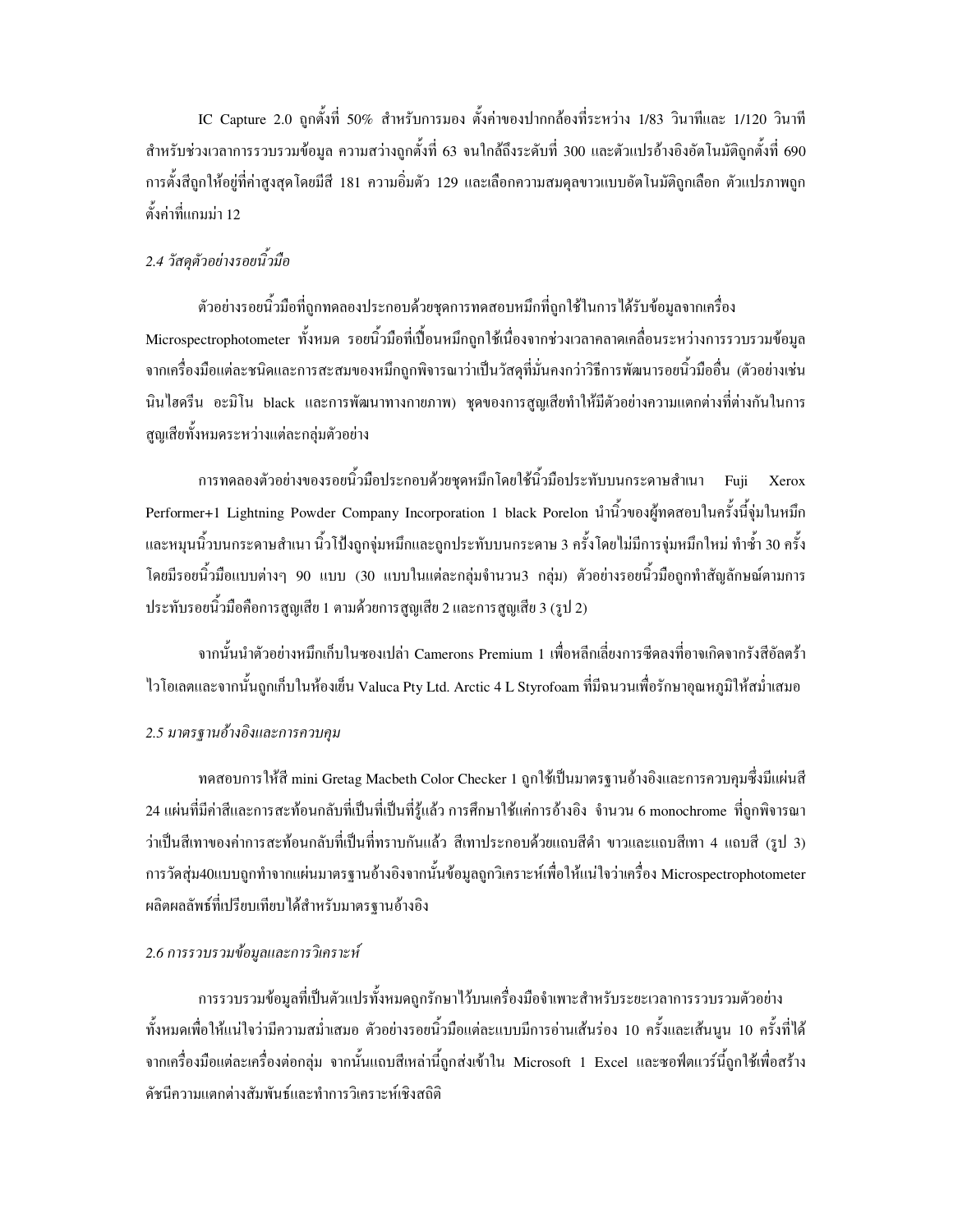IC Capture 2.0 ถูกตั้งที่ 50% สำหรับการมอง ตั้งค่าของปากกล้องที่ระหว่าง 1/83 วินาทีและ 1/120 วินาทีสำหรับช่วงเวลาการรวบรวมข้อมูล ความสว่างถูกตั้งที่ 63 จนใกล้ถึงระดับที่ 300 และตัวแปรอ้างอิงอัตโนมัติถูกตั้งที่ 690 การตั้งสีถูกให้อยู่ที่ค่าสูงสุดโดยมีสี 181 ความอิ่มตัว 129 และเลือกความสมดุลขาวแบบอัตโนมัติถูกเลือก ตัวแปรภาพถูกตั้งค่าที่แกมม่า 12

### *2.4 วัสดุตัวอย่างรอยนิ้วมือ*

ตัวอย่างรอยนิ้วมือที่ถูกทดลองประกอบด้วยชุดการทดสอบหมึกที่ถูกใช้ในการได้รับข้อมูลจากเครื่อง Microspectrophotometer ทั้งหมด รอยนิ้วมือที่เปื้อนหมึกถูกใช้เนื่องจากช่วงเวลาคลาดเคลื่อนระหว่างการรวบรวมข้อมูลจากเครื่องมือแต่ละชนิดและการสะสมของหมึกถูกพิจารณาว่าเป็นวัสดุที่มั่นคงกว่าวิธีการพัฒนารอยนิ้วมืออื่น (ตัวอย่างเช่น นินไฮดรีน อะมิโน black และการพัฒนาทางกายภาพ) ชุดของการสูญเสียทำให้มีตัวอย่างความแตกต่างที่ต่างกันในการสูญเสียทั้งหมดระหว่างแต่ละกลุ่มตัวอย่าง

การทดลองตัวอย่างของรอยนิ้วมือประกอบด้วยชุดหมึกโดยใช้นิ้วมือประทับบนกระดาษสำเนา Fuji Xerox Performer+1 Lightning Powder Company Incorporation 1 black Porelon นำนิ้วของผู้ทดสอบในครั้งนี้จุ่มในหมึกและหมุนนิ้วบนกระดาษสำเนา นิ้วโป้งถูกจุ่มหมึกและถูกประทับบนกระดาษ 3 ครั้งโดยไม่มีการจุ่มหมึกใหม่ ทำซ้ำ 30 ครั้ง โดยมีรอยนิ้วมือแบบต่างๆ 90 แบบ (30 แบบในแต่ละกลุ่มจำนวน3 กลุ่ม) ตัวอย่างรอยนิ้วมือถูกทำสัญลักษณ์ตามการประทับรอยนิ้วมือคือการสูญเสีย 1 ตามด้วยการสูญเสีย 2 และการสูญเสีย 3 (รูป 2)

จากนั้นนำตัวอย่างหมึกเก็บในซองเปล่า Camerons Premium 1 เพื่อหลีกเลี่ยงการซีดลงที่อาจเกิดจากรังสีอัลตร้าไวโอเลตและจากนั้นถูกเก็บในห้องเย็น Valuca Pty Ltd. Arctic 4 L Styrofoam ที่มีฉนวนเพื่อรักษาอุณหภูมิให้สม่ำเสมอ

### *2.5 มาตรฐานอ้างอิงและการควบคุม*

ทดสอบการให้สี mini Gretag Macbeth Color Checker 1 ถูกใช้เป็นมาตรฐานอ้างอิงและการควบคุมซึ่งมีแผ่นสี 24 แผ่นที่มีค่าสีและการสะท้อนกลับที่เป็นที่รู้แล้ว การศึกษาใช้แค่การอ้างอิง จำนวน 6 monochrome ที่ถูกพิจารณาว่าเป็นสีเทาของค่าการสะท้อนกลับที่เป็นที่ทราบกันแล้ว สีเทาประกอบด้วยแถบสีดำ ขาวและแถบสีเทา 4 แถบสี (รูป 3) การวัดสุ่ม40แบบถูกทำจากแผ่นมาตรฐานอ้างอิงจากนั้นข้อมูลถูกวิเคราะห์เพื่อให้แน่ใจว่าเครื่อง Microspectrophotometer ผลิตผลลัพธ์ที่เปรียบเทียบได้สำหรับมาตรฐานอ้างอิง

### *2.6 การรวบรวมข้อมูลและการวิเคราะห์*

การรวบรวมข้อมูลที่เป็นตัวแปรทั้งหมดถูกรักษาไว้บนเครื่องมือจำเพาะสำหรับระยะเวลาการรวบรวมตัวอย่างทั้งหมดเพื่อให้แน่ใจว่ามีความสม่ำเสมอ ตัวอย่างรอยนิ้วมือแต่ละแบบมีการอ่านเส้นร่อง 10 ครั้งและเส้นนูน 10 ครั้งที่ได้จากเครื่องมือแต่ละเครื่องต่อกลุ่ม จากนั้นแถบสีเหล่านี้ถูกส่งเข้าใน Microsoft 1 Excel และซอฟต์แวร์นี้ถูกใช้เพื่อสร้างดัชนีความแตกต่างสัมพันธ์และทำการวิเคราะห์เชิงสถิติ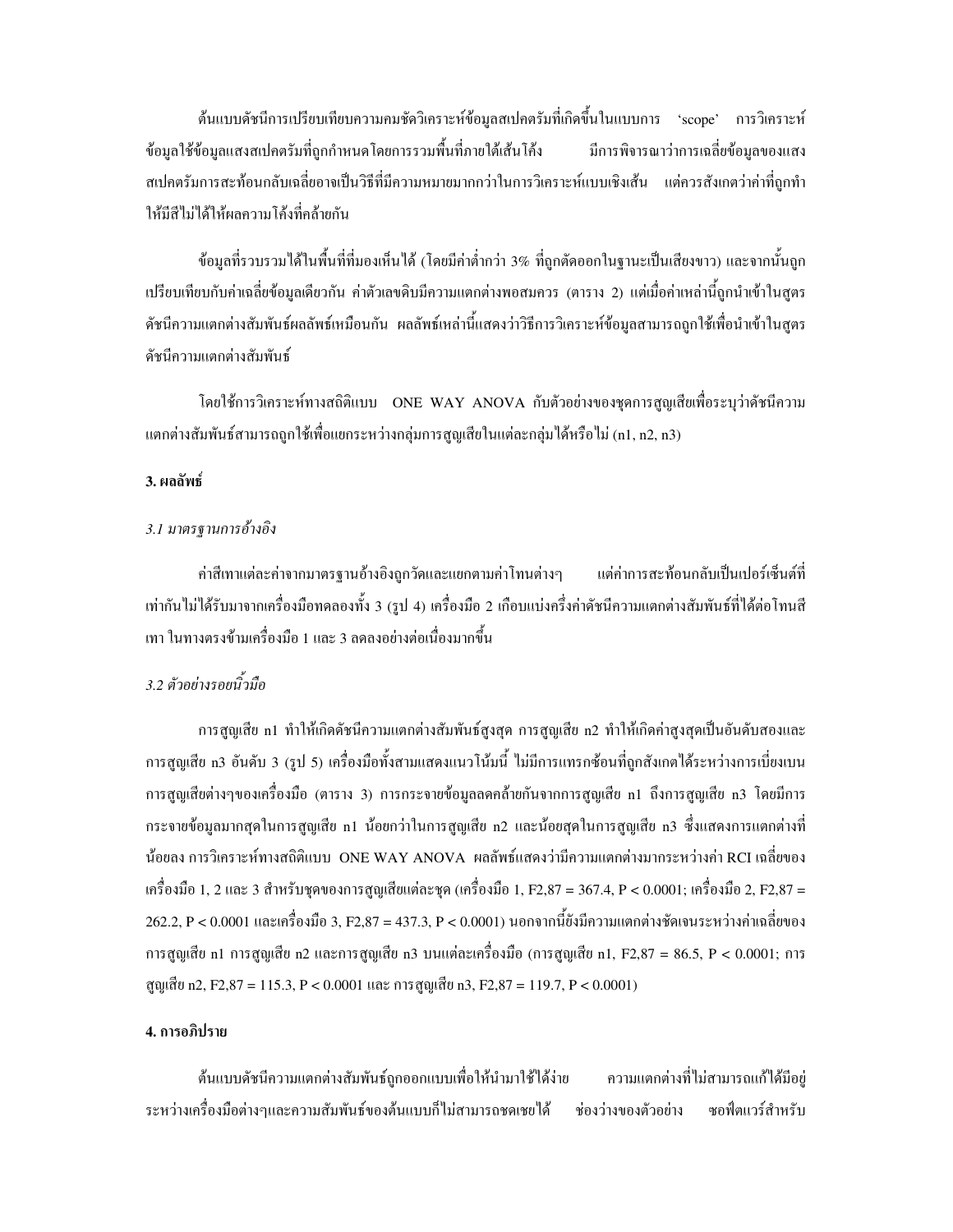ต้นแบบดัชนีการเปรียบเทียบความคมชัดวิเคราะห์ข้อมูลสเปคตรัมที่เกิดขึ้นในแบบการ 'scope' การวิเคราะห์ข้อมูลใช้ข้อมูลแสงสเปคตรัมที่ถูกกำหนดโดยการรวมพื้นที่ภายใต้เส้นโค้ง มีการพิจารณาว่าการเฉลี่ยข้อมูลของแสงสเปคตรัมการสะท้อนกลับเฉลี่ยอาจเป็นวิธีที่มีความหมายมากกว่าในการวิเคราะห์แบบเชิงเส้น แต่ควรสังเกตว่าค่าที่ถูกทำให้มีสีไม่ได้ให้ผลความโค้งที่คล้ายกัน

ข้อมูลที่รวบรวมได้ในพื้นที่ที่มองเห็นได้ (โดยมีค่าต่ำกว่า 3% ที่ถูกตัดออกในฐานะเป็นเสียงขาว) และจากนั้นถูกเปรียบเทียบกับค่าเฉลี่ยข้อมูลเดียวกัน ค่าตัวเลขดิบมีความแตกต่างพอสมควร (ตาราง 2) แต่เมื่อค่าเหล่านี้ถูกนำเข้าในสูตรดัชนีความแตกต่างสัมพันธ์ผลลัพธ์เหมือนกัน ผลลัพธ์เหล่านี้แสดงว่าวิธีการวิเคราะห์ข้อมูลสามารถถูกใช้เพื่อนำเข้าในสูตรดัชนีความแตกต่างสัมพันธ์

โดยใช้การวิเคราะห์ทางสถิติแบบ ONE WAY ANOVA กับตัวอย่างของชุดการสูญเสียเพื่อระบุว่าดัชนีความแตกต่างสัมพันธ์สามารถถูกใช้เพื่อแยกระหว่างกลุ่มการสูญเสียในแต่ละกลุ่มได้หรือไม่ (n1, n2, n3)

### 3. ผลลัพธ์

*3.1 มาตรฐานการอ้างอิง*

ค่าสีเทาแต่ละค่าจากมาตรฐานอ้างอิงถูกวัดและแยกตามค่าโทนต่างๆ แต่ค่าการสะท้อนกลับเป็นเปอร์เซ็นต์ที่เท่ากันไม่ได้รับมาจากเครื่องมือทดลองทั้ง 3 (รูป 4) เครื่องมือ 2 เกือบแบ่งครึ่งค่าดัชนีความแตกต่างสัมพันธ์ที่ได้ต่อโทนสีเทา ในทางตรงข้ามเครื่องมือ 1 และ 3 ลดลงอย่างต่อเนื่องมากขึ้น

*3.2 ตัวอย่างรอยนิ้วมือ*

การสูญเสีย n1 ทำให้เกิดดัชนีความแตกต่างสัมพันธ์สูงสุด การสูญเสีย n2 ทำให้เกิดค่าสูงสุดเป็นอันดับสองและการสูญเสีย n3 อันดับ 3 (รูป 5) เครื่องมือทั้งสามแสดงแนวโน้มนี้ ไม่มีการแทรกซ้อนที่ถูกสังเกตได้ระหว่างการเบี่ยงเบนการสูญเสียต่างๆของเครื่องมือ (ตาราง 3) การกระจายข้อมูลลดคล้ายกันจากการสูญเสีย n1 ถึงการสูญเสีย n3 โดยมีการกระจายข้อมูลมากสุดในการสูญเสีย n1 น้อยกว่าในการสูญเสีย n2 และน้อยสุดในการสูญเสีย n3 ซึ่งแสดงการแตกต่างที่น้อยลง การวิเคราะห์ทางสถิติแบบ ONE WAY ANOVA ผลลัพธ์แสดงว่ามีความแตกต่างมากระหว่างค่า RCI เฉลี่ยของเครื่องมือ 1, 2 และ 3 สำหรับชุดของการสูญเสียแต่ละชุด (เครื่องมือ 1, $F_{2,87} = 367.4$, $P < 0.0001$; เครื่องมือ 2, $F_{2,87} = 262.2$, $P < 0.0001$ และเครื่องมือ 3, $F_{2,87} = 437.3$, $P < 0.0001$) นอกจากนี้ยังมีความแตกต่างชัดเจนระหว่างค่าเฉลี่ยของการสูญเสีย n1 การสูญเสีย n2 และการสูญเสีย n3 บนแต่ละเครื่องมือ (การสูญเสีย n1, $F_{2,87} = 86.5$, $P < 0.0001$; การสูญเสีย n2, $F_{2,87} = 115.3$, $P < 0.0001$ และ การสูญเสีย n3, $F_{2,87} = 119.7$, $P < 0.0001$)

### 4. การอภิปราย

ต้นแบบดัชนีความแตกต่างสัมพันธ์ถูกออกแบบเพื่อให้นำมาใช้ได้ง่าย ความแตกต่างที่ไม่สามารถแก้ได้มีอยู่ระหว่างเครื่องมือต่างๆและความสัมพันธ์ของต้นแบบก็ไม่สามารถชดเชยได้ ช่องว่างของตัวอย่าง ซอฟต์แวร์สำหรับ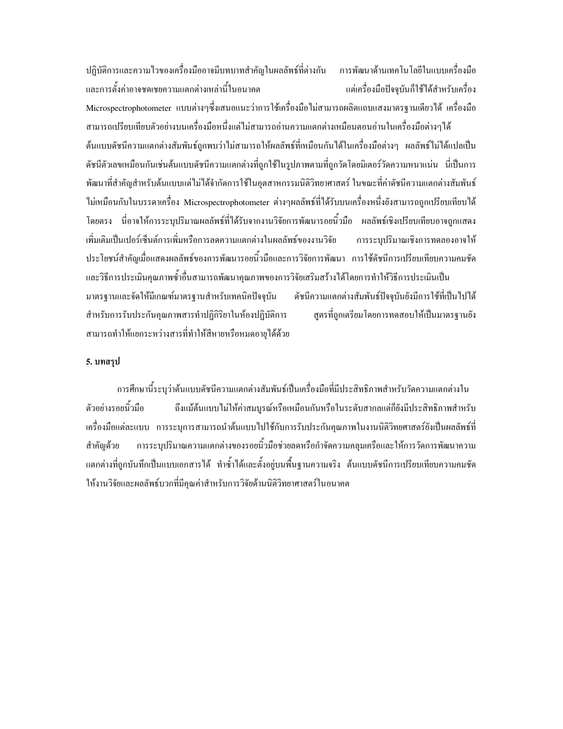ปฏิบัติการและความไวของเครื่องมืออาจมีบทบาทสำคัญในผลลัพธ์ที่ต่างกัน การพัฒนาด้านเทคโนโลยีในแบบเครื่องมือและการตั้งค่าอาจชดเชยความแตกต่างเหล่านี้ในอนาคต แต่เครื่องมือปัจจุบันก็ใช้ได้สำหรับเครื่อง Microspectrophotometer แบบต่างๆซึ่งเสนอแนะว่าการใช้เครื่องมือไม่สามารถผลิตแถบแสงมาตรฐานเดียวได้ เครื่องมือสามารถเปรียบเทียบตัวอย่างบนเครื่องมือหนึ่งแต่ไม่สามารถอ่านความแตกต่างเหมือนตอนอ่านในเครื่องมือต่างๆได้ ต้นแบบดัชนีความแตกต่างสัมพันธ์ถูกพบว่าไม่สามารถให้ผลลัพธ์ที่เหมือนกันได้ในเครื่องมือต่างๆ ผลลัพธ์ไม่ได้แปลเป็นดัชนีตัวเลขเหมือนกันเช่นต้นแบบดัชนีความแตกต่างที่ถูกใช้ในรูปภาพตามที่ถูกวัดโดยมิเตอร์วัดความหนาแน่น นี่เป็นการพัฒนาที่สำคัญสำหรับต้นแบบแต่ไม่ได้จำกัดการใช้ในอุตสาหกรรมนิติวิทยาศาสตร์ ในขณะที่ค่าดัชนีความแตกต่างสัมพันธ์ไม่เหมือนกับในบรรดาเครื่อง Microspectrophotometer ต่างๆผลลัพธ์ที่ได้รับบนเครื่องหนึ่งยังสามารถถูกเปรียบเทียบได้โดยตรง นี่อาจให้การระบุปริมาณผลลัพธ์ที่ได้รับจากงานวิจัยการพัฒนารอยนิ้วมือ ผลลัพธ์เชิงเปรียบเทียบอาจถูกแสดงเพิ่มเติมเป็นเปอร์เซ็นต์การเพิ่มหรือการลดความแตกต่างในผลลัพธ์ของงานวิจัย การระบุปริมาณเชิงการทดลองอาจให้ประโยชน์สำคัญเมื่อแสดงผลลัพธ์ของการพัฒนารอยนิ้วมือและการวิจัยการพัฒนา การใช้ดัชนีการเปรียบเทียบความคมชัดและวิธีการประเมินคุณภาพซ้ำอื่นสามารถพัฒนาคุณภาพของการวิจัยเสริมสร้างได้โดยการทำให้วิธีการประเมินเป็นมาตรฐานและจัดให้มีเกณฑ์มาตรฐานสำหรับเทคนิคปัจจุบัน ดัชนีความแตกต่างสัมพันธ์ปัจจุบันยังมีการใช้ที่เป็นไปได้สำหรับการรับประกันคุณภาพสารทำปฏิกิริยาในห้องปฏิบัติการ สูตรที่ถูกเตรียมโดยการทดสอบให้เป็นมาตรฐานยังสามารถทำให้แยกระหว่างสารที่ทำให้สีหายหรือหมดอายุได้ด้วย

## 5. บทสรุป

การศึกษานี้ระบุว่าต้นแบบดัชนีความแตกต่างสัมพันธ์เป็นเครื่องมือที่มีประสิทธิภาพสำหรับวัดความแตกต่างในตัวอย่างรอยนิ้วมือ ถึงแม้ต้นแบบไม่ให้ค่าสมบูรณ์หรือเหมือนกันหรือในระดับสากลแต่ก็ยังมีประสิทธิภาพสำหรับเครื่องมือแต่ละแบบ การระบุการสามารถนำต้นแบบไปใช้กับการรับประกันคุณภาพในงานนิติวิทยาศาสตร์ยังเป็นผลลัพธ์ที่สำคัญด้วย การระบุปริมาณความแตกต่างของรอยนิ้วมือช่วยลดหรือกำจัดความคลุมเครือและให้การวัดการพัฒนาความแตกต่างที่ถูกบันทึกเป็นแบบเอกสารได้ ทำซ้ำได้และตั้งอยู่บนพื้นฐานความจริง ต้นแบบดัชนีการเปรียบเทียบความคมชัดให้งานวิจัยและผลลัพธ์บวกที่มีคุณค่าสำหรับการวิจัยด้านนิติวิทยาศาสตร์ในอนาคต